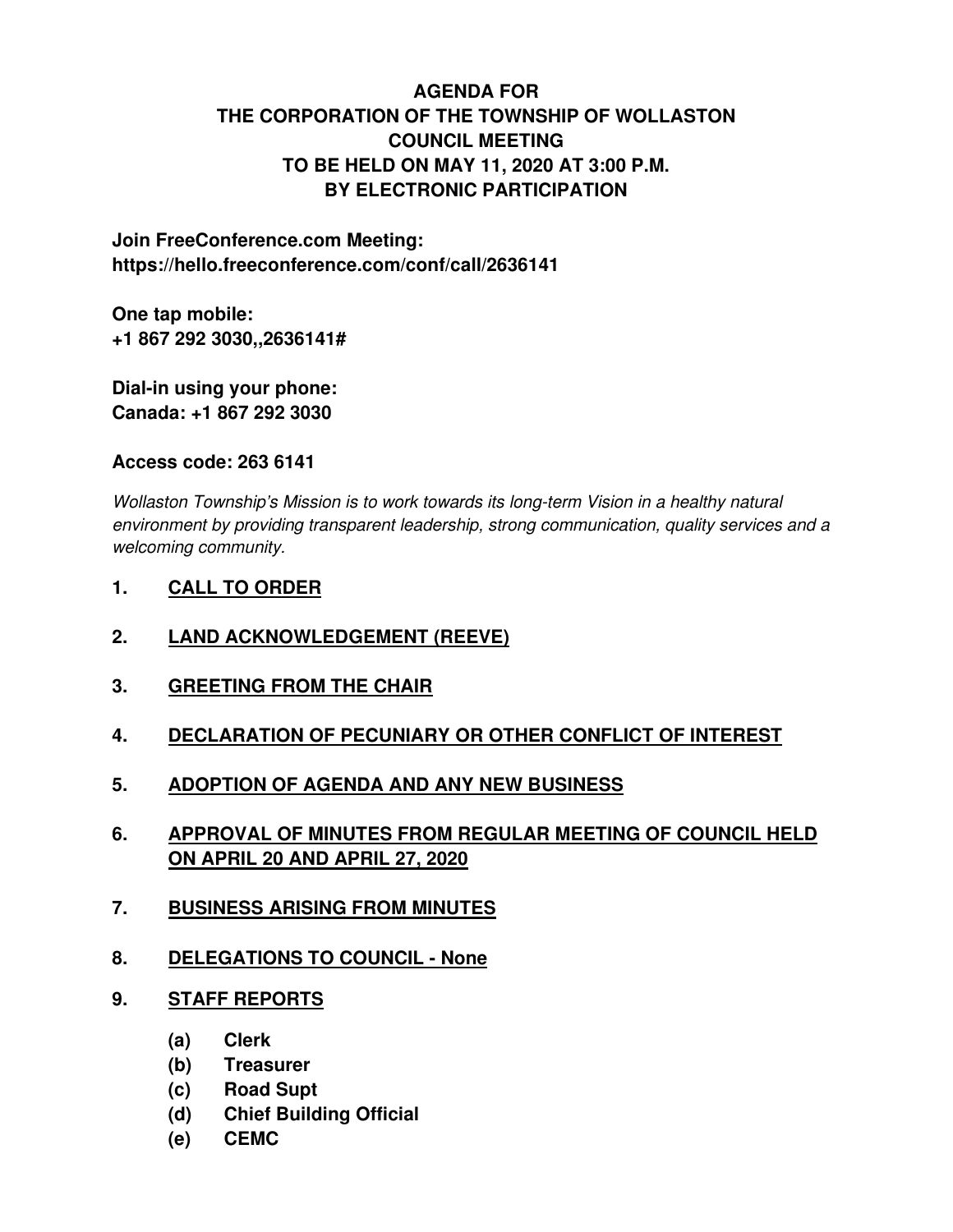**AGENDA FOR**
**THE CORPORATION OF THE TOWNSHIP OF WOLLASTON**
**COUNCIL MEETING**
**TO BE HELD ON MAY 11, 2020 AT 3:00 P.M.**
**BY ELECTRONIC PARTICIPATION**

**Join FreeConference.com Meeting:**
**https://hello.freeconference.com/conf/call/2636141**

**One tap mobile:**
**+1 867 292 3030,,2636141#**

**Dial-in using your phone:**
**Canada: +1 867 292 3030**

**Access code: 263 6141**

*Wollaston Township's Mission is to work towards its long-term Vision in a healthy natural environment by providing transparent leadership, strong communication, quality services and a welcoming community.*

**1. CALL TO ORDER**

**2. LAND ACKNOWLEDGEMENT (REEVE)**

**3. GREETING FROM THE CHAIR**

**4. DECLARATION OF PECUNIARY OR OTHER CONFLICT OF INTEREST**

**5. ADOPTION OF AGENDA AND ANY NEW BUSINESS**

**6. APPROVAL OF MINUTES FROM REGULAR MEETING OF COUNCIL HELD ON APRIL 20 AND APRIL 27, 2020**

**7. BUSINESS ARISING FROM MINUTES**

**8. DELEGATIONS TO COUNCIL - None**

**9. STAFF REPORTS**

- **(a) Clerk**
- **(b) Treasurer**
- **(c) Road Supt**
- **(d) Chief Building Official**
- **(e) CEMC**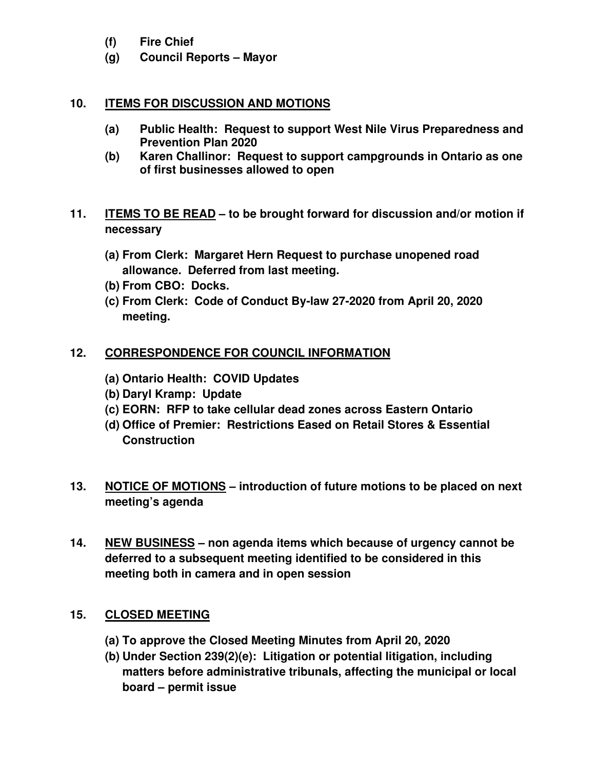- **(f) Fire Chief**
- **(g) Council Reports – Mayor**

**10. <u>ITEMS FOR DISCUSSION AND MOTIONS</u>**

- **(a) Public Health: Request to support West Nile Virus Preparedness and Prevention Plan 2020**
- **(b) Karen Challinor: Request to support campgrounds in Ontario as one of first businesses allowed to open**

**11. <u>ITEMS TO BE READ</u> – to be brought forward for discussion and/or motion if necessary**

- **(a) From Clerk: Margaret Hern Request to purchase unopened road allowance. Deferred from last meeting.**
- **(b) From CBO: Docks.**
- **(c) From Clerk: Code of Conduct By-law 27-2020 from April 20, 2020 meeting.**

**12. <u>CORRESPONDENCE FOR COUNCIL INFORMATION</u>**

- **(a) Ontario Health: COVID Updates**
- **(b) Daryl Kramp: Update**
- **(c) EORN: RFP to take cellular dead zones across Eastern Ontario**
- **(d) Office of Premier: Restrictions Eased on Retail Stores & Essential Construction**

**13. <u>NOTICE OF MOTIONS</u> – introduction of future motions to be placed on next meeting's agenda**

**14. <u>NEW BUSINESS</u> – non agenda items which because of urgency cannot be deferred to a subsequent meeting identified to be considered in this meeting both in camera and in open session**

**15. <u>CLOSED MEETING</u>**

- **(a) To approve the Closed Meeting Minutes from April 20, 2020**
- **(b) Under Section 239(2)(e): Litigation or potential litigation, including matters before administrative tribunals, affecting the municipal or local board – permit issue**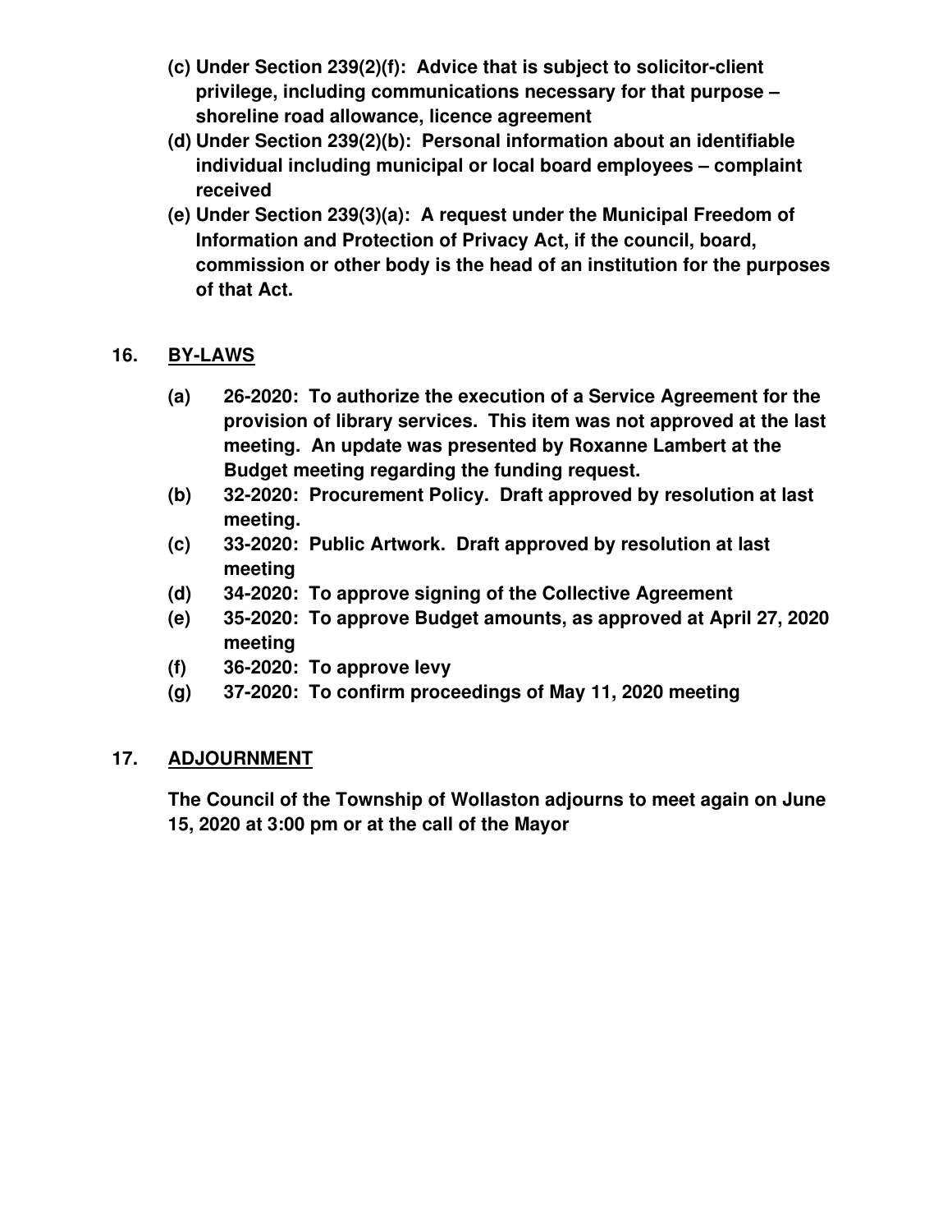**(c) Under Section 239(2)(f): Advice that is subject to solicitor-client privilege, including communications necessary for that purpose – shoreline road allowance, licence agreement**

**(d) Under Section 239(2)(b): Personal information about an identifiable individual including municipal or local board employees – complaint received**

**(e) Under Section 239(3)(a): A request under the Municipal Freedom of Information and Protection of Privacy Act, if the council, board, commission or other body is the head of an institution for the purposes of that Act.**

## 16. BY-LAWS

**(a) 26-2020: To authorize the execution of a Service Agreement for the provision of library services. This item was not approved at the last meeting. An update was presented by Roxanne Lambert at the Budget meeting regarding the funding request.**

**(b) 32-2020: Procurement Policy. Draft approved by resolution at last meeting.**

**(c) 33-2020: Public Artwork. Draft approved by resolution at last meeting**

**(d) 34-2020: To approve signing of the Collective Agreement**

**(e) 35-2020: To approve Budget amounts, as approved at April 27, 2020 meeting**

**(f) 36-2020: To approve levy**

**(g) 37-2020: To confirm proceedings of May 11, 2020 meeting**

## 17. ADJOURNMENT

**The Council of the Township of Wollaston adjourns to meet again on June 15, 2020 at 3:00 pm or at the call of the Mayor**